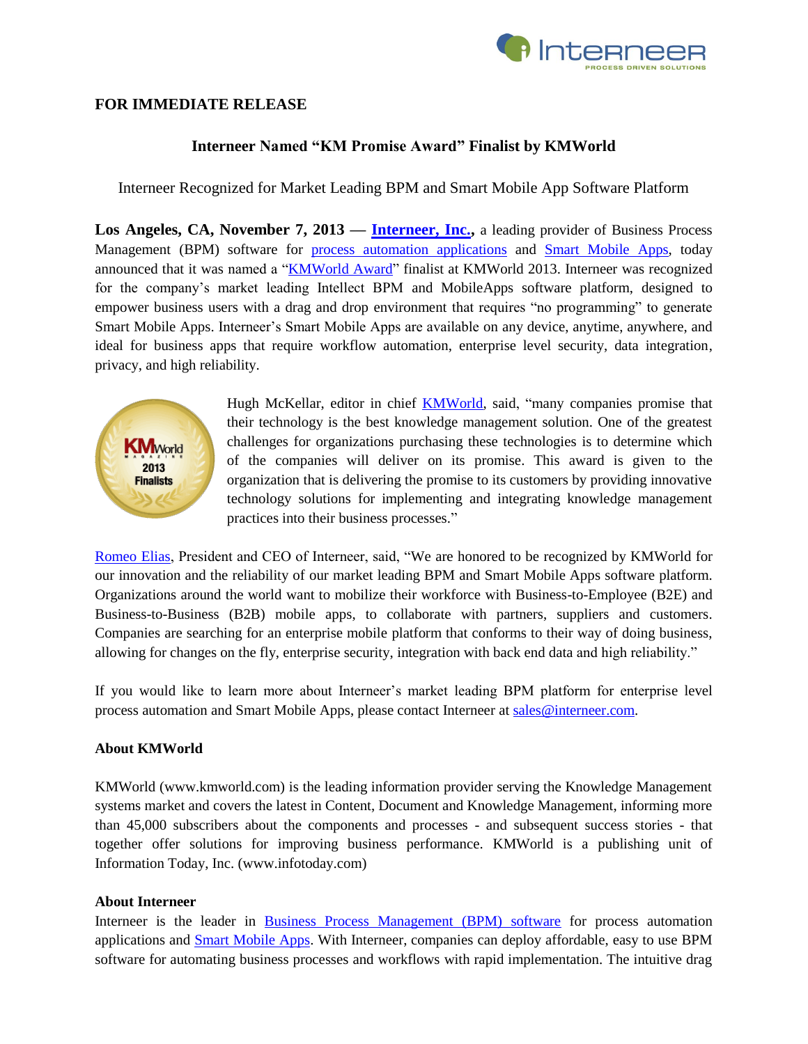**FOR IMMEDIATE RELEASE**

## Interneer Named "KM Promise Award" Finalist by KMWorld

Interneer Recognized for Market Leading BPM and Smart Mobile App Software Platform

**Los Angeles, CA, November 7, 2013 — Interneer, Inc.**, a leading provider of Business Process Management (BPM) software for process automation applications and Smart Mobile Apps, today announced that it was named a "KMWorld Award" finalist at KMWorld 2013. Interneer was recognized for the company's market leading Intellect BPM and MobileApps software platform, designed to empower business users with a drag and drop environment that requires "no programming" to generate Smart Mobile Apps. Interneer's Smart Mobile Apps are available on any device, anytime, anywhere, and ideal for business apps that require workflow automation, enterprise level security, data integration, privacy, and high reliability.

Hugh McKellar, editor in chief KMWorld, said, "many companies promise that their technology is the best knowledge management solution. One of the greatest challenges for organizations purchasing these technologies is to determine which of the companies will deliver on its promise. This award is given to the organization that is delivering the promise to its customers by providing innovative technology solutions for implementing and integrating knowledge management practices into their business processes."

Romeo Elias, President and CEO of Interneer, said, "We are honored to be recognized by KMWorld for our innovation and the reliability of our market leading BPM and Smart Mobile Apps software platform. Organizations around the world want to mobilize their workforce with Business-to-Employee (B2E) and Business-to-Business (B2B) mobile apps, to collaborate with partners, suppliers and customers. Companies are searching for an enterprise mobile platform that conforms to their way of doing business, allowing for changes on the fly, enterprise security, integration with back end data and high reliability."

If you would like to learn more about Interneer's market leading BPM platform for enterprise level process automation and Smart Mobile Apps, please contact Interneer at sales@interneer.com.

### About KMWorld

KMWorld (www.kmworld.com) is the leading information provider serving the Knowledge Management systems market and covers the latest in Content, Document and Knowledge Management, informing more than 45,000 subscribers about the components and processes - and subsequent success stories - that together offer solutions for improving business performance. KMWorld is a publishing unit of Information Today, Inc. (www.infotoday.com)

### About Interneer

Interneer is the leader in Business Process Management (BPM) software for process automation applications and Smart Mobile Apps. With Interneer, companies can deploy affordable, easy to use BPM software for automating business processes and workflows with rapid implementation. The intuitive drag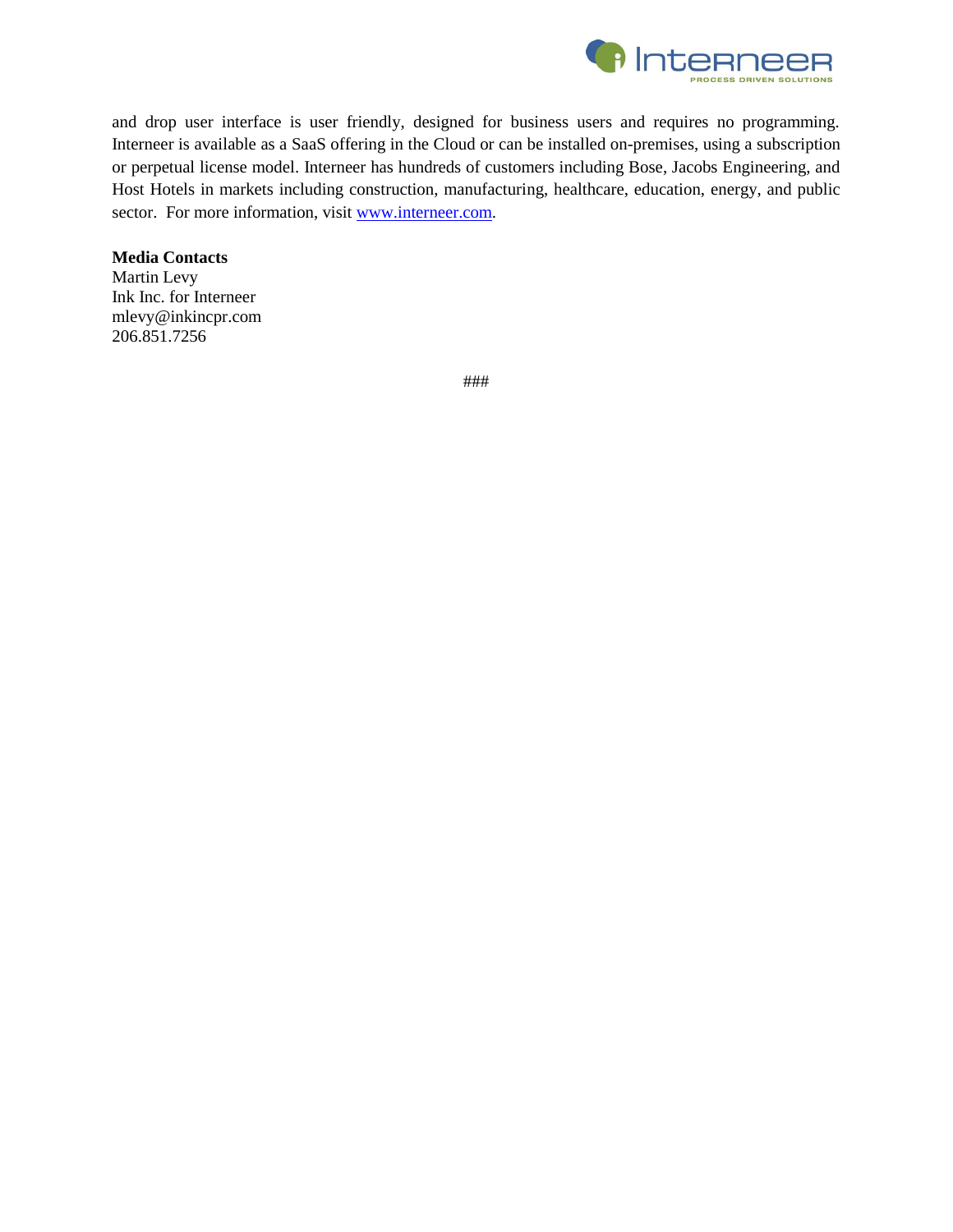and drop user interface is user friendly, designed for business users and requires no programming. Interneer is available as a SaaS offering in the Cloud or can be installed on-premises, using a subscription or perpetual license model. Interneer has hundreds of customers including Bose, Jacobs Engineering, and Host Hotels in markets including construction, manufacturing, healthcare, education, energy, and public sector. For more information, visit [www.interneer.com](http://www.interneer.com).

**Media Contacts**
Martin Levy
Ink Inc. for Interneer
mlevy@inkincpr.com
206.851.7256

###